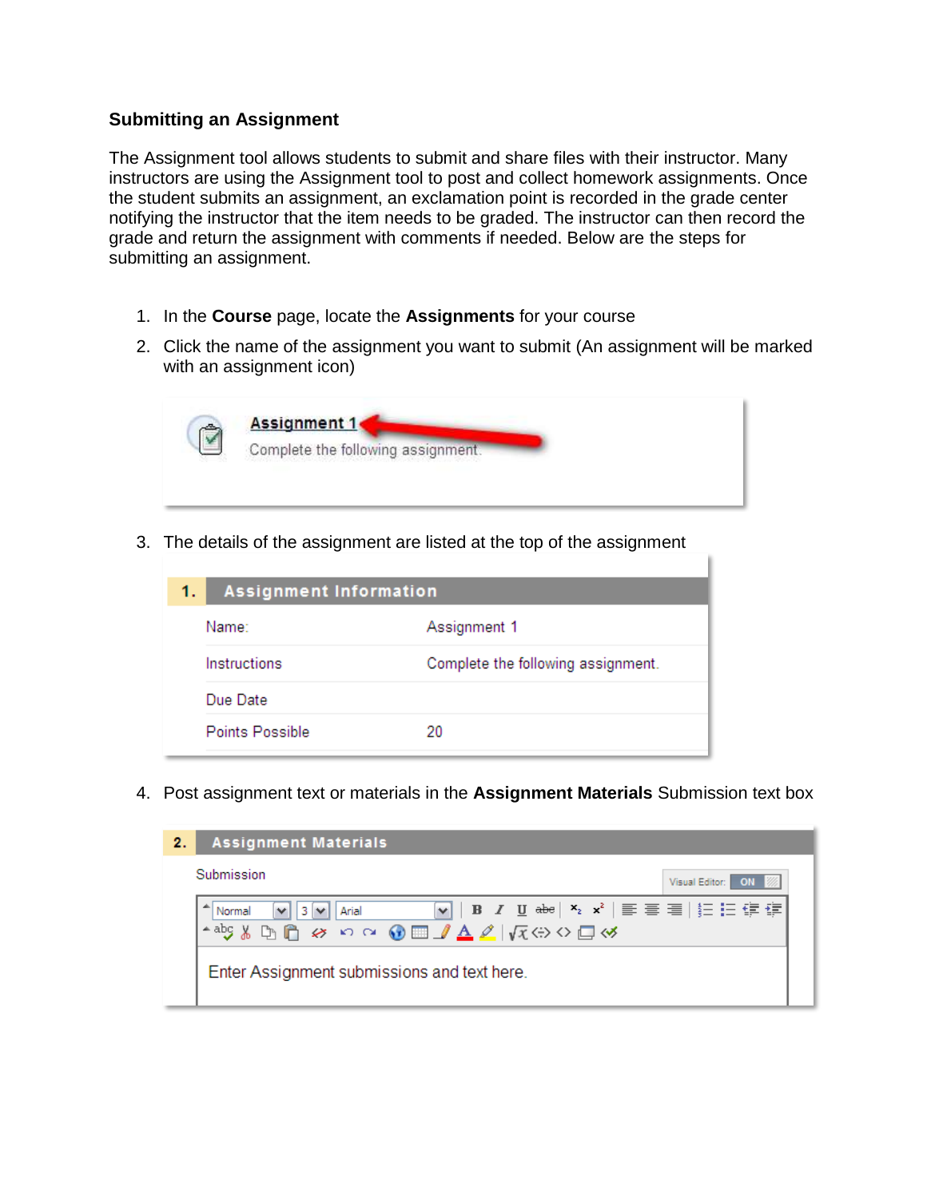### Submitting an Assignment

The Assignment tool allows students to submit and share files with their instructor. Many instructors are using the Assignment tool to post and collect homework assignments. Once the student submits an assignment, an exclamation point is recorded in the grade center notifying the instructor that the item needs to be graded. The instructor can then record the grade and return the assignment with comments if needed. Below are the steps for submitting an assignment.

1. In the **Course** page, locate the **Assignments** for your course
2. Click the name of the assignment you want to submit (An assignment will be marked with an assignment icon)
3. The details of the assignment are listed at the top of the assignment
4. Post assignment text or materials in the **Assignment Materials** Submission text box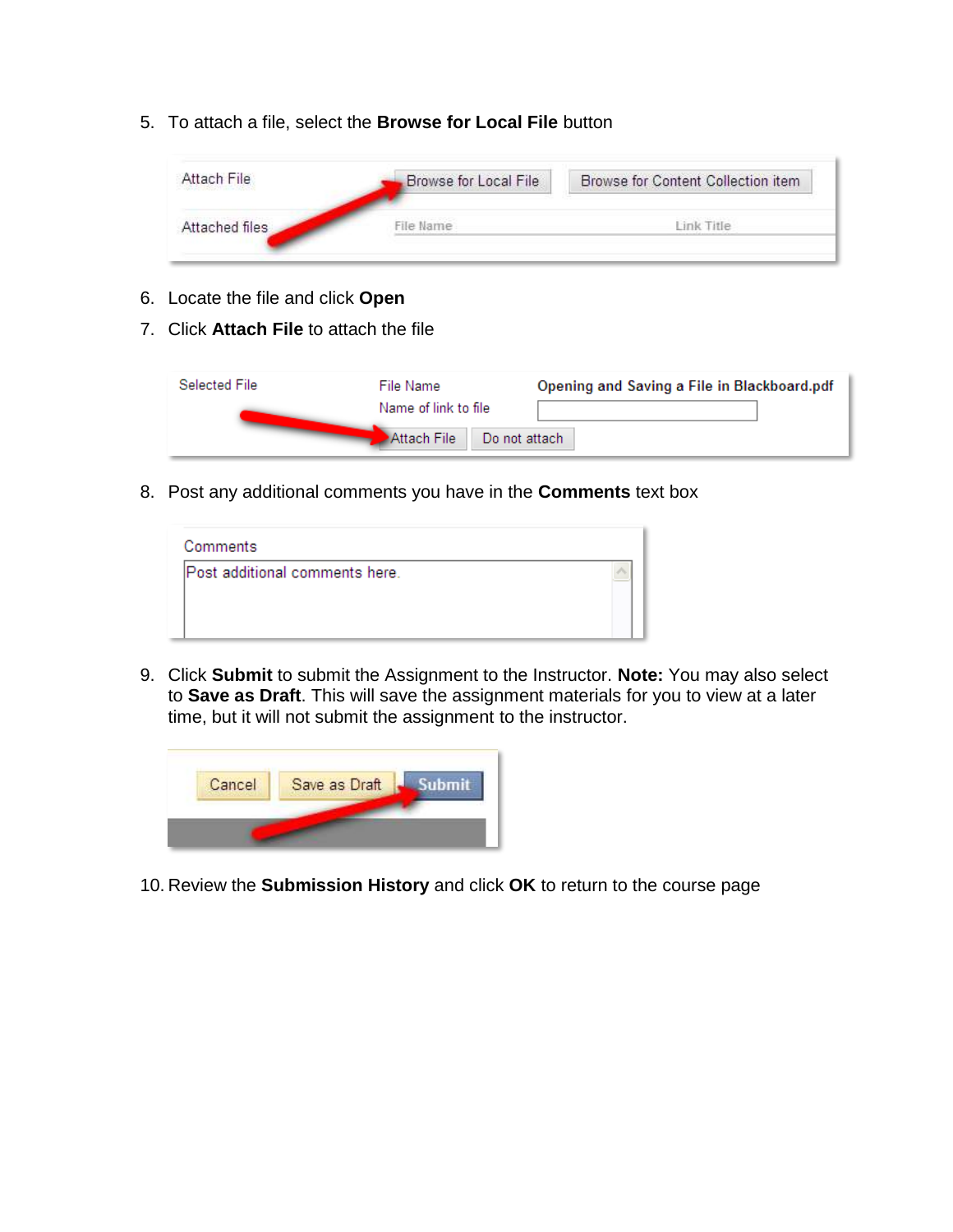5. To attach a file, select the **Browse for Local File** button

6. Locate the file and click **Open**
7. Click **Attach File** to attach the file

8. Post any additional comments you have in the **Comments** text box

9. Click **Submit** to submit the Assignment to the Instructor. **Note:** You may also select to **Save as Draft**. This will save the assignment materials for you to view at a later time, but it will not submit the assignment to the instructor.

10. Review the **Submission History** and click **OK** to return to the course page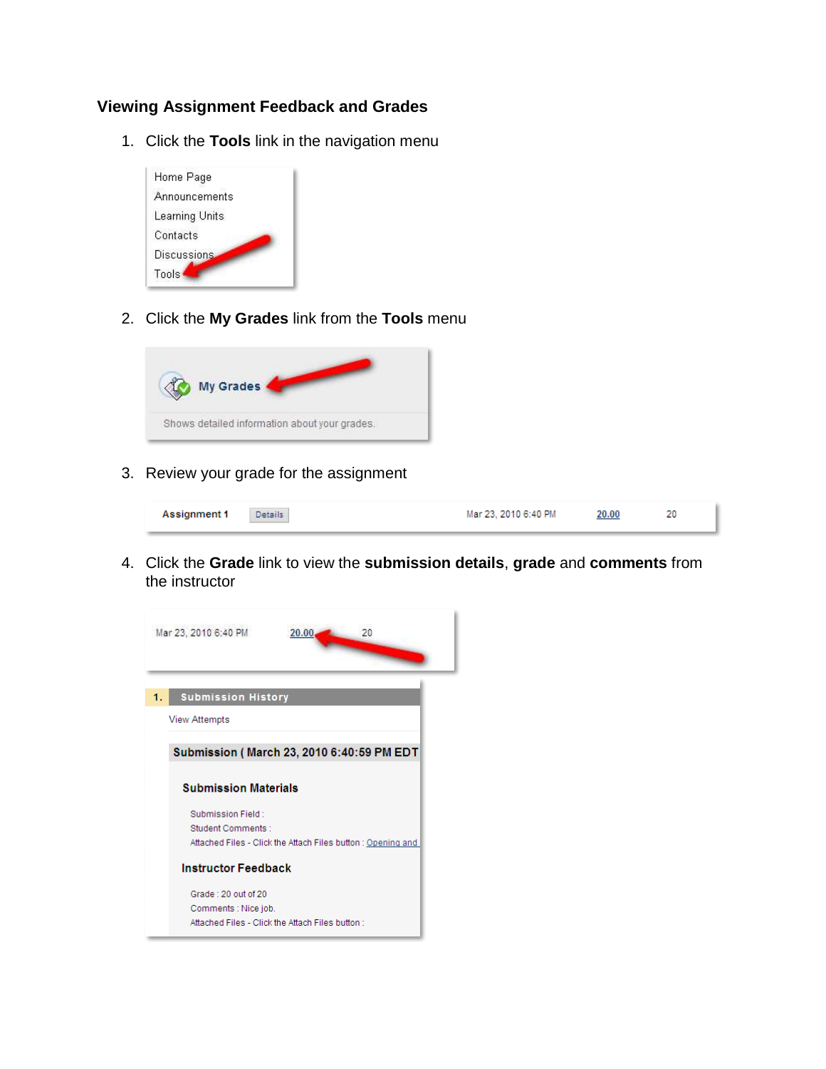### Viewing Assignment Feedback and Grades

1. Click the **Tools** link in the navigation menu

   Home Page
   Announcements
   Learning Units
   Contacts
   Discussions
   Tools

2. Click the **My Grades** link from the **Tools** menu

   My Grades
   Shows detailed information about your grades.

3. Review your grade for the assignment

   | Assignment 1 | Details | Mar 23, 2010 6:40 PM | 20.00 | 20 |
   |---|---|---|---|---|

4. Click the **Grade** link to view the **submission details**, **grade** and **comments** from the instructor

   | Mar 23, 2010 6:40 PM | 20.00 | 20 |
   |---|---|---|

   **1. Submission History**

   View Attempts

   **Submission ( March 23, 2010 6:40:59 PM EDT**

   **Submission Materials**

   Submission Field :
   Student Comments :
   Attached Files - Click the Attach Files button : Opening and

   **Instructor Feedback**

   Grade : 20 out of 20
   Comments : Nice job.
   Attached Files - Click the Attach Files button :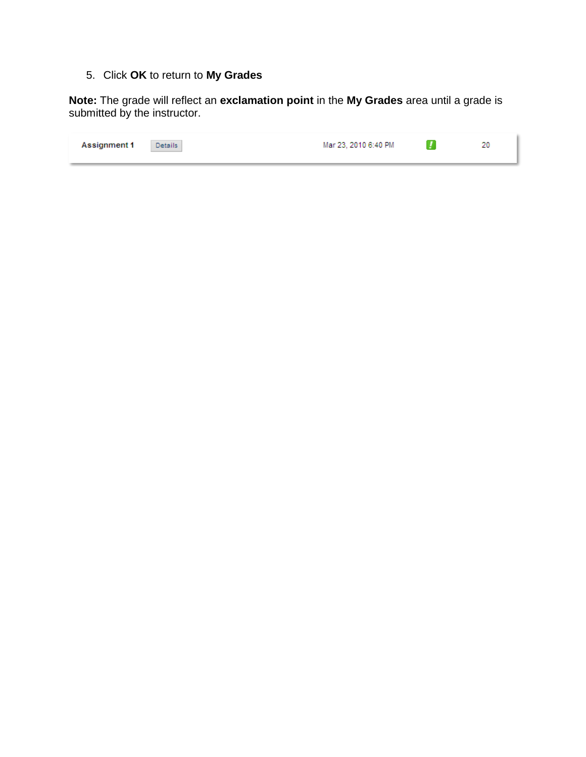5. Click **OK** to return to **My Grades**

**Note:** The grade will reflect an **exclamation point** in the **My Grades** area until a grade is submitted by the instructor.

| | | | | |
|---|---|---|---|---|
| **Assignment 1** | Details | Mar 23, 2010 6:40 PM | ! | 20 |